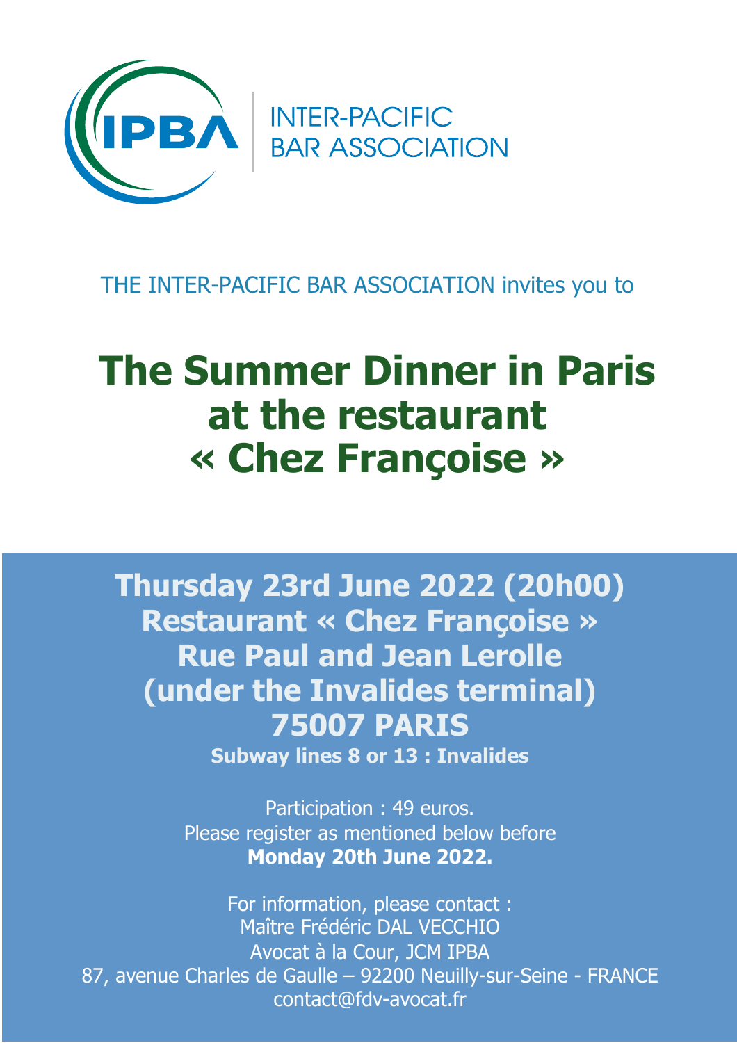INTER-PACIFIC BAR ASSOCIATION

THE INTER-PACIFIC BAR ASSOCIATION invites you to

# The Summer Dinner in Paris at the restaurant « Chez Françoise »

**Thursday 23rd June 2022 (20h00)**
**Restaurant « Chez Françoise »**
**Rue Paul and Jean Lerolle**
**(under the Invalides terminal)**
**75007 PARIS**
**Subway lines 8 or 13 : Invalides**

Participation : 49 euros.
Please register as mentioned below before
**Monday 20th June 2022.**

For information, please contact :
Maître Frédéric DAL VECCHIO
Avocat à la Cour, JCM IPBA
87, avenue Charles de Gaulle – 92200 Neuilly-sur-Seine - FRANCE
contact@fdv-avocat.fr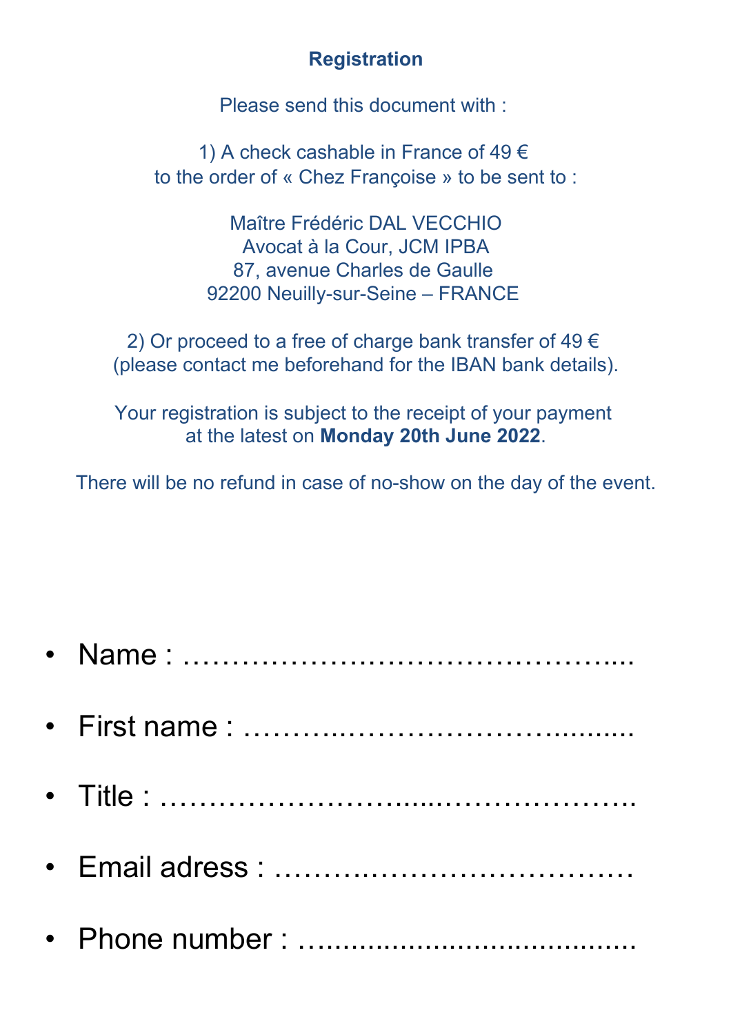**Registration**

Please send this document with :

1) A check cashable in France of 49 €
to the order of « Chez Françoise » to be sent to :

Maître Frédéric DAL VECCHIO
Avocat à la Cour, JCM IPBA
87, avenue Charles de Gaulle
92200 Neuilly-sur-Seine – FRANCE

2) Or proceed to a free of charge bank transfer of 49 €
(please contact me beforehand for the IBAN bank details).

Your registration is subject to the receipt of your payment
at the latest on **Monday 20th June 2022**.

There will be no refund in case of no-show on the day of the event.

- Name : …………………………………….....
- First name : ……….……………….............
- Title : ………………………...……………….
- Email adress : ……………………………….
- Phone number : .......................................